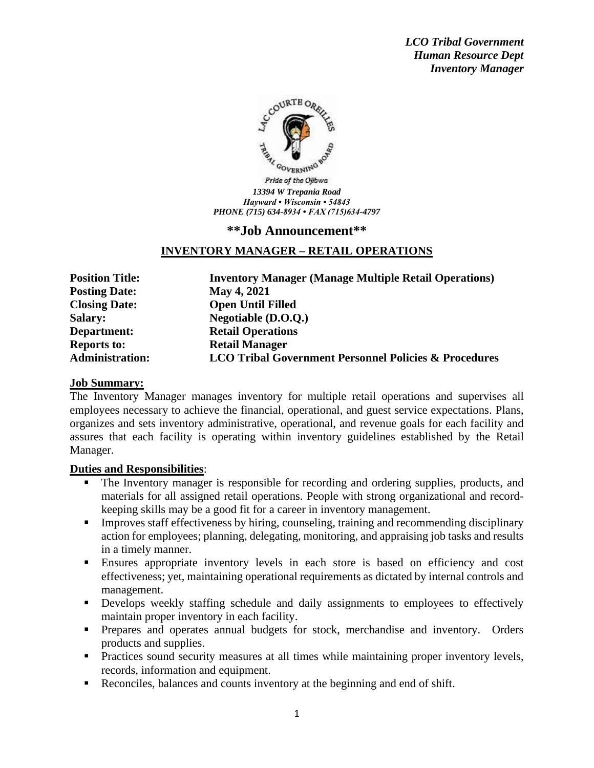*LCO Tribal Government*
*Human Resource Dept*
*Inventory Manager*

Pride of the Ojibwa

*13394 W Trepania Road*
*Hayward • Wisconsin • 54843*
*PHONE (715) 634-8934 • FAX (715)634-4797*

## **Job Announcement**

### INVENTORY MANAGER – RETAIL OPERATIONS

| | |
|---|---|
| **Position Title:** | **Inventory Manager (Manage Multiple Retail Operations)** |
| **Posting Date:** | **May 4, 2021** |
| **Closing Date:** | **Open Until Filled** |
| **Salary:** | **Negotiable (D.O.Q.)** |
| **Department:** | **Retail Operations** |
| **Reports to:** | **Retail Manager** |
| **Administration:** | **LCO Tribal Government Personnel Policies & Procedures** |

**Job Summary:**

The Inventory Manager manages inventory for multiple retail operations and supervises all employees necessary to achieve the financial, operational, and guest service expectations. Plans, organizes and sets inventory administrative, operational, and revenue goals for each facility and assures that each facility is operating within inventory guidelines established by the Retail Manager.

**Duties and Responsibilities**:

- The Inventory manager is responsible for recording and ordering supplies, products, and materials for all assigned retail operations. People with strong organizational and record-keeping skills may be a good fit for a career in inventory management.
- Improves staff effectiveness by hiring, counseling, training and recommending disciplinary action for employees; planning, delegating, monitoring, and appraising job tasks and results in a timely manner.
- Ensures appropriate inventory levels in each store is based on efficiency and cost effectiveness; yet, maintaining operational requirements as dictated by internal controls and management.
- Develops weekly staffing schedule and daily assignments to employees to effectively maintain proper inventory in each facility.
- Prepares and operates annual budgets for stock, merchandise and inventory. Orders products and supplies.
- Practices sound security measures at all times while maintaining proper inventory levels, records, information and equipment.
- Reconciles, balances and counts inventory at the beginning and end of shift.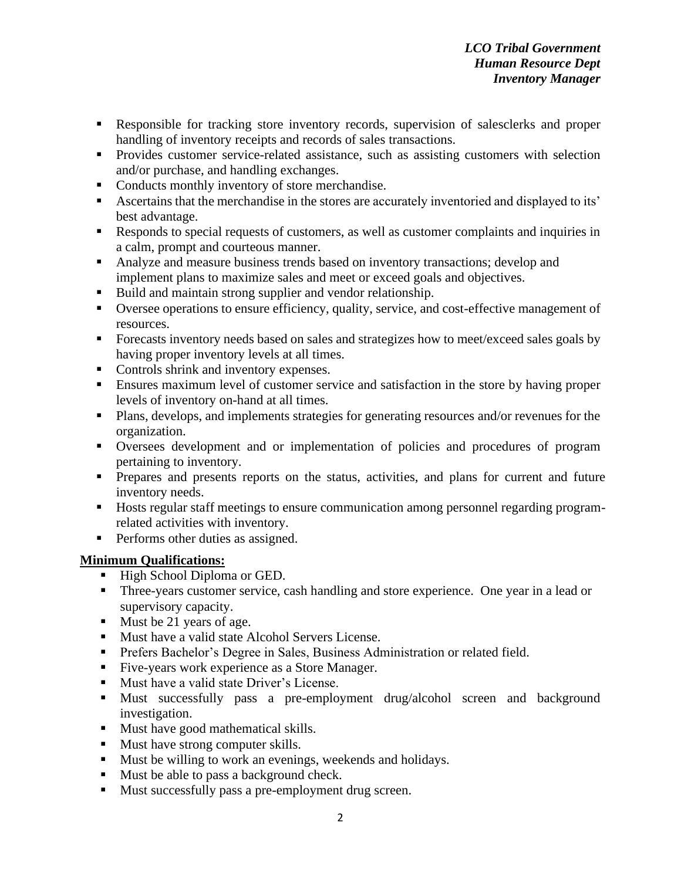- Responsible for tracking store inventory records, supervision of salesclerks and proper handling of inventory receipts and records of sales transactions.
- Provides customer service-related assistance, such as assisting customers with selection and/or purchase, and handling exchanges.
- Conducts monthly inventory of store merchandise.
- Ascertains that the merchandise in the stores are accurately inventoried and displayed to its' best advantage.
- Responds to special requests of customers, as well as customer complaints and inquiries in a calm, prompt and courteous manner.
- Analyze and measure business trends based on inventory transactions; develop and implement plans to maximize sales and meet or exceed goals and objectives.
- Build and maintain strong supplier and vendor relationship.
- Oversee operations to ensure efficiency, quality, service, and cost-effective management of resources.
- Forecasts inventory needs based on sales and strategizes how to meet/exceed sales goals by having proper inventory levels at all times.
- Controls shrink and inventory expenses.
- Ensures maximum level of customer service and satisfaction in the store by having proper levels of inventory on-hand at all times.
- Plans, develops, and implements strategies for generating resources and/or revenues for the organization.
- Oversees development and or implementation of policies and procedures of program pertaining to inventory.
- Prepares and presents reports on the status, activities, and plans for current and future inventory needs.
- Hosts regular staff meetings to ensure communication among personnel regarding program-related activities with inventory.
- Performs other duties as assigned.

**Minimum Qualifications:**

- High School Diploma or GED.
- Three-years customer service, cash handling and store experience. One year in a lead or supervisory capacity.
- Must be 21 years of age.
- Must have a valid state Alcohol Servers License.
- Prefers Bachelor's Degree in Sales, Business Administration or related field.
- Five-years work experience as a Store Manager.
- Must have a valid state Driver's License.
- Must successfully pass a pre-employment drug/alcohol screen and background investigation.
- Must have good mathematical skills.
- Must have strong computer skills.
- Must be willing to work an evenings, weekends and holidays.
- Must be able to pass a background check.
- Must successfully pass a pre-employment drug screen.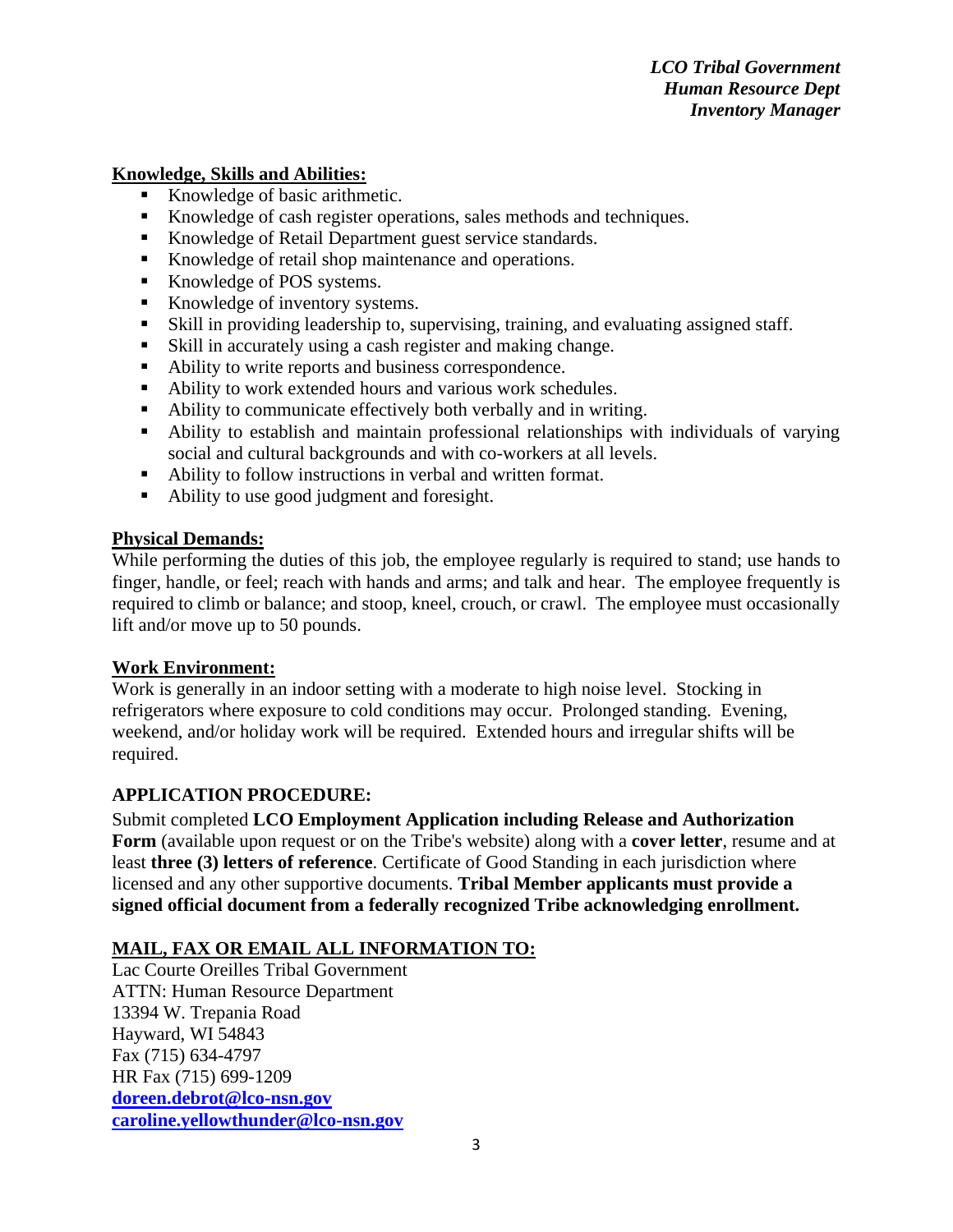**Knowledge, Skills and Abilities:**

- Knowledge of basic arithmetic.
- Knowledge of cash register operations, sales methods and techniques.
- Knowledge of Retail Department guest service standards.
- Knowledge of retail shop maintenance and operations.
- Knowledge of POS systems.
- Knowledge of inventory systems.
- Skill in providing leadership to, supervising, training, and evaluating assigned staff.
- Skill in accurately using a cash register and making change.
- Ability to write reports and business correspondence.
- Ability to work extended hours and various work schedules.
- Ability to communicate effectively both verbally and in writing.
- Ability to establish and maintain professional relationships with individuals of varying social and cultural backgrounds and with co-workers at all levels.
- Ability to follow instructions in verbal and written format.
- Ability to use good judgment and foresight.

**Physical Demands:**

While performing the duties of this job, the employee regularly is required to stand; use hands to finger, handle, or feel; reach with hands and arms; and talk and hear. The employee frequently is required to climb or balance; and stoop, kneel, crouch, or crawl. The employee must occasionally lift and/or move up to 50 pounds.

**Work Environment:**

Work is generally in an indoor setting with a moderate to high noise level. Stocking in refrigerators where exposure to cold conditions may occur. Prolonged standing. Evening, weekend, and/or holiday work will be required. Extended hours and irregular shifts will be required.

**APPLICATION PROCEDURE:**

Submit completed **LCO Employment Application including Release and Authorization Form** (available upon request or on the Tribe's website) along with a **cover letter**, resume and at least **three (3) letters of reference**. Certificate of Good Standing in each jurisdiction where licensed and any other supportive documents. **Tribal Member applicants must provide a signed official document from a federally recognized Tribe acknowledging enrollment.**

**MAIL, FAX OR EMAIL ALL INFORMATION TO:**

Lac Courte Oreilles Tribal Government
ATTN: Human Resource Department
13394 W. Trepania Road
Hayward, WI 54843
Fax (715) 634-4797
HR Fax (715) 699-1209
**doreen.debrot@lco-nsn.gov**
**caroline.yellowthunder@lco-nsn.gov**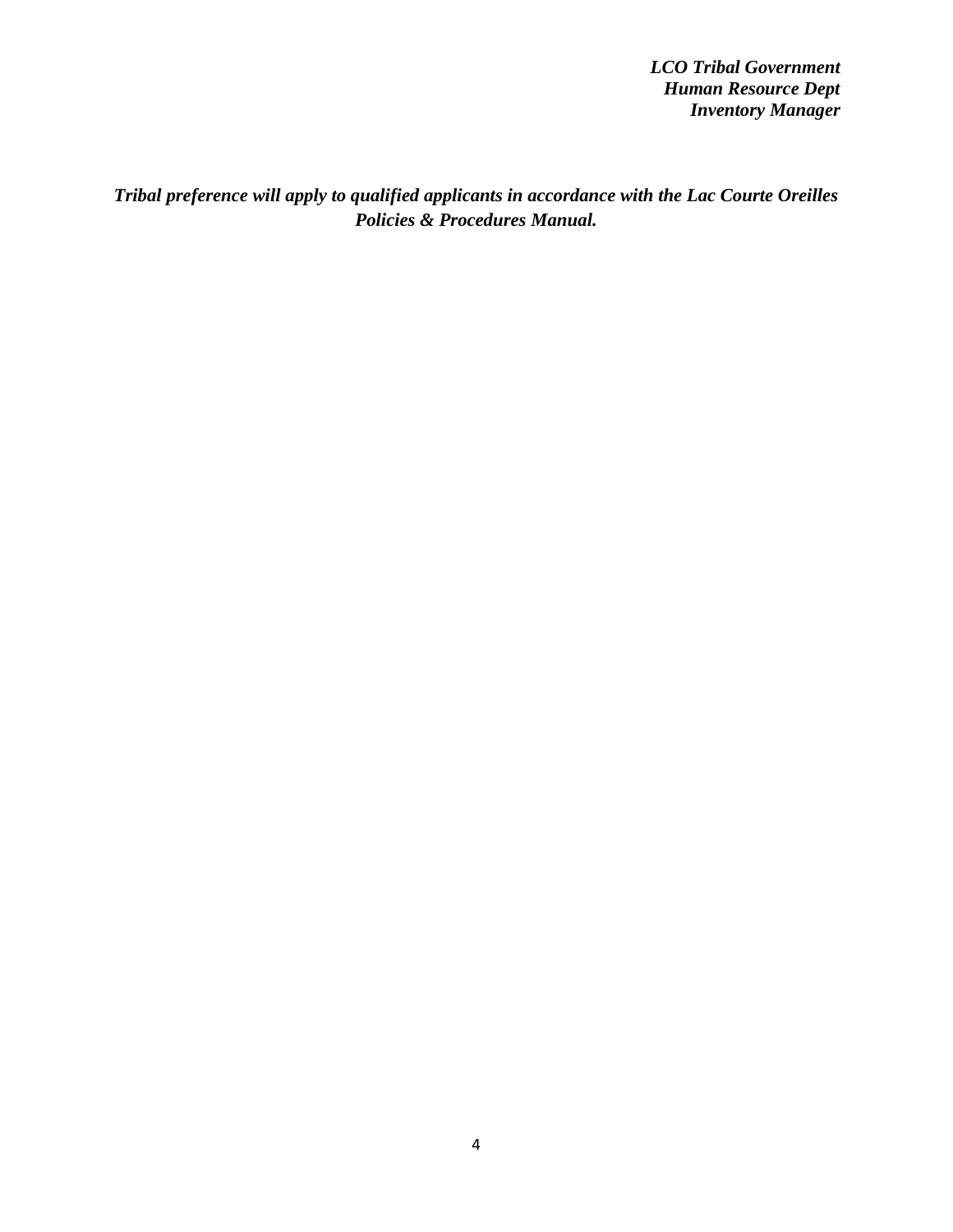***Tribal preference will apply to qualified applicants in accordance with the Lac Courte Oreilles Policies & Procedures Manual.***